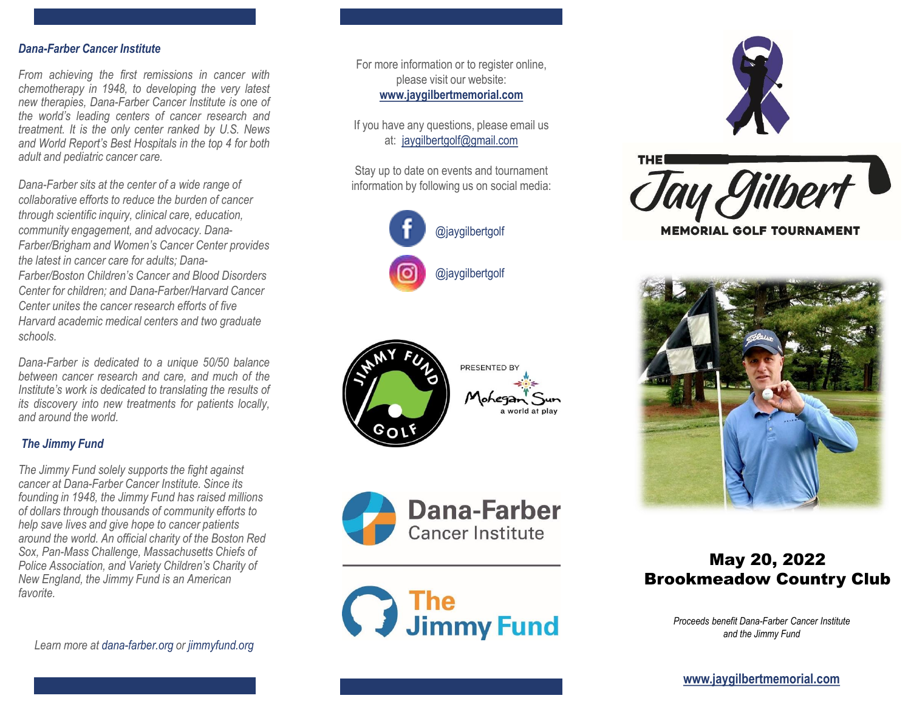### *Dana-Farber Cancer Institute*

*From achieving the first remissions in cancer with chemotherapy in 1948, to developing the very latest new therapies, Dana-Farber Cancer Institute is one of the world's leading centers of cancer research and treatment. It is the only center ranked by U.S. News and World Report's Best Hospitals in the top 4 for both adult and pediatric cancer care.*

*Dana-Farber sits at the center of a wide range of collaborative efforts to reduce the burden of cancer through scientific inquiry, clinical care, education, community engagement, and advocacy. Dana-Farber/Brigham and Women's Cancer Center provides the latest in cancer care for adults; Dana-Farber/Boston Children's Cancer and Blood Disorders Center for children; and Dana-Farber/Harvard Cancer Center unites the cancer research efforts of five Harvard academic medical centers and two graduate schools.*

*Dana-Farber is dedicated to a unique 50/50 balance between cancer research and care, and much of the Institute's work is dedicated to translating the results of its discovery into new treatments for patients locally, and around the world.*

### *The Jimmy Fund*

*The Jimmy Fund solely supports the fight against cancer at Dana-Farber Cancer Institute. Since its founding in 1948, the Jimmy Fund has raised millions of dollars through thousands of community efforts to help save lives and give hope to cancer patients around the world. An official charity of the Boston Red Sox, Pan-Mass Challenge, Massachusetts Chiefs of Police Association, and Variety Children's Charity of New England, the Jimmy Fund is an American favorite.*

*Learn more at dana-farber.org or jimmyfund.org*

For more information or to register online, please visit our website:
**www.jaygilbertmemorial.com**

If you have any questions, please email us at: jaygilbertgolf@gmail.com

Stay up to date on events and tournament information by following us on social media:

@jaygilbertgolf

@jaygilbertgolf

JIMMY FUND GOLF

PRESENTED BY Mohegan Sun a world at play

Dana-Farber Cancer Institute

The Jimmy Fund

# THE Jay Gilbert MEMORIAL GOLF TOURNAMENT

## May 20, 2022
## Brookmeadow Country Club

*Proceeds benefit Dana-Farber Cancer Institute and the Jimmy Fund*

**www.jaygilbertmemorial.com**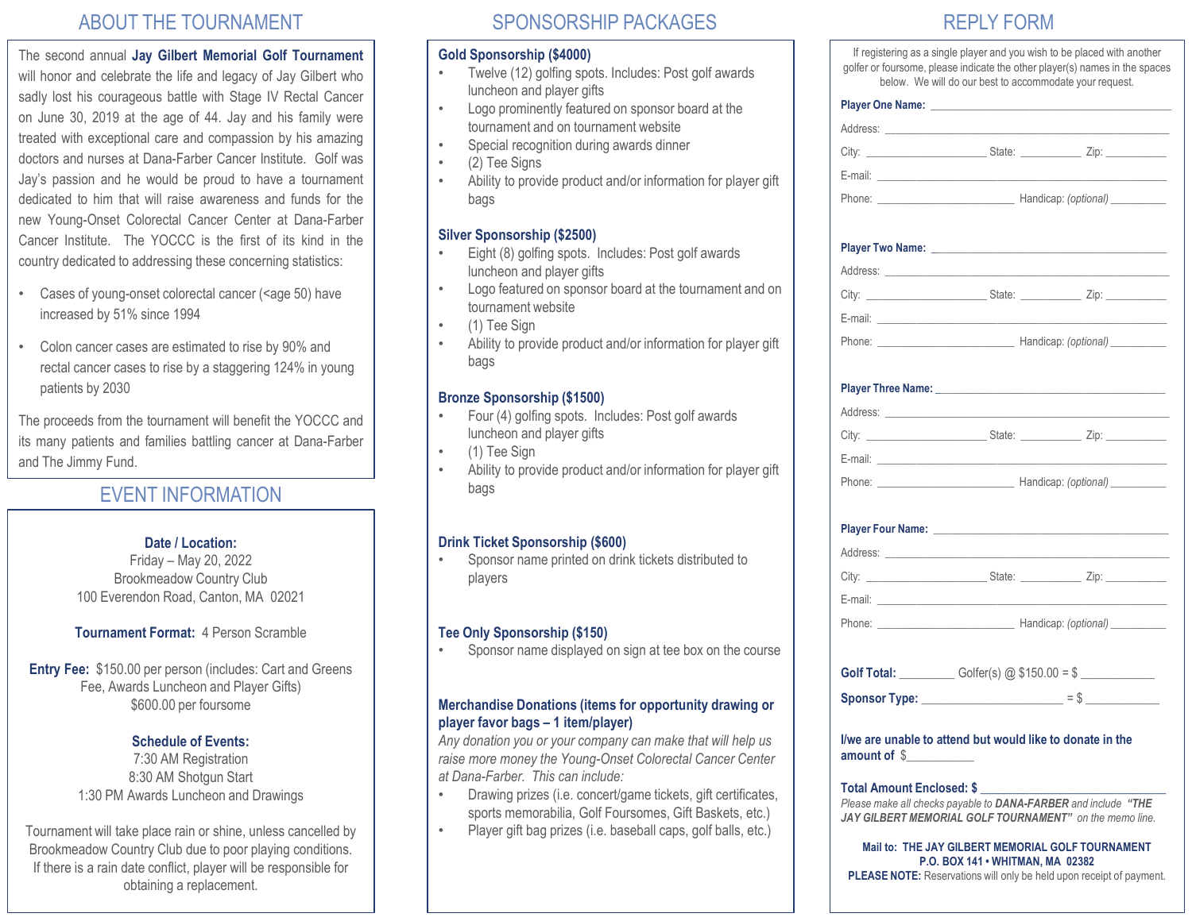## ABOUT THE TOURNAMENT

The second annual **Jay Gilbert Memorial Golf Tournament** will honor and celebrate the life and legacy of Jay Gilbert who sadly lost his courageous battle with Stage IV Rectal Cancer on June 30, 2019 at the age of 44. Jay and his family were treated with exceptional care and compassion by his amazing doctors and nurses at Dana-Farber Cancer Institute. Golf was Jay's passion and he would be proud to have a tournament dedicated to him that will raise awareness and funds for the new Young-Onset Colorectal Cancer Center at Dana-Farber Cancer Institute. The YOCCC is the first of its kind in the country dedicated to addressing these concerning statistics:

- Cases of young-onset colorectal cancer (<age 50) have increased by 51% since 1994
- Colon cancer cases are estimated to rise by 90% and rectal cancer cases to rise by a staggering 124% in young patients by 2030

The proceeds from the tournament will benefit the YOCCC and its many patients and families battling cancer at Dana-Farber and The Jimmy Fund.

## EVENT INFORMATION

**Date / Location:**
Friday – May 20, 2022
Brookmeadow Country Club
100 Everendon Road, Canton, MA 02021

**Tournament Format:** 4 Person Scramble

**Entry Fee:** $150.00 per person (includes: Cart and Greens Fee, Awards Luncheon and Player Gifts)
$600.00 per foursome

**Schedule of Events:**
7:30 AM Registration
8:30 AM Shotgun Start
1:30 PM Awards Luncheon and Drawings

Tournament will take place rain or shine, unless cancelled by Brookmeadow Country Club due to poor playing conditions. If there is a rain date conflict, player will be responsible for obtaining a replacement.

## SPONSORSHIP PACKAGES

**Gold Sponsorship ($4000)**

- Twelve (12) golfing spots. Includes: Post golf awards luncheon and player gifts
- Logo prominently featured on sponsor board at the tournament and on tournament website
- Special recognition during awards dinner
- (2) Tee Signs
- Ability to provide product and/or information for player gift bags

**Silver Sponsorship ($2500)**

- Eight (8) golfing spots. Includes: Post golf awards luncheon and player gifts
- Logo featured on sponsor board at the tournament and on tournament website
- (1) Tee Sign
- Ability to provide product and/or information for player gift bags

**Bronze Sponsorship ($1500)**

- Four (4) golfing spots. Includes: Post golf awards luncheon and player gifts
- (1) Tee Sign
- Ability to provide product and/or information for player gift bags

**Drink Ticket Sponsorship ($600)**

- Sponsor name printed on drink tickets distributed to players

**Tee Only Sponsorship ($150)**

- Sponsor name displayed on sign at tee box on the course

**Merchandise Donations (items for opportunity drawing or player favor bags – 1 item/player)**

*Any donation you or your company can make that will help us raise more money the Young-Onset Colorectal Cancer Center at Dana-Farber. This can include:*

- Drawing prizes (i.e. concert/game tickets, gift certificates, sports memorabilia, Golf Foursomes, Gift Baskets, etc.)
- Player gift bag prizes (i.e. baseball caps, golf balls, etc.)

## REPLY FORM

If registering as a single player and you wish to be placed with another golfer or foursome, please indicate the other player(s) names in the spaces below. We will do our best to accommodate your request.

**Player One Name:** ______________________
Address: ______________________
City: ____________ State: ________ Zip: ________
E-mail: ______________________
Phone: ______________ Handicap: *(optional)* ________

**Player Two Name:** ______________________
Address: ______________________
City: ____________ State: ________ Zip: ________
E-mail: ______________________
Phone: ______________ Handicap: *(optional)* ________

**Player Three Name:** ______________________
Address: ______________________
City: ____________ State: ________ Zip: ________
E-mail: ______________________
Phone: ______________ Handicap: *(optional)* ________

**Player Four Name:** ______________________
Address: ______________________
City: ____________ State: ________ Zip: ________
E-mail: ______________________
Phone: ______________ Handicap: *(optional)* ________

**Golf Total:** ________ Golfer(s) @ $150.00 = $ __________

**Sponsor Type:** ____________________ = $ __________

**I/we are unable to attend but would like to donate in the amount of** $__________

**Total Amount Enclosed: $** ______________________

*Please make all checks payable to* ***DANA-FARBER*** *and include* ***"THE JAY GILBERT MEMORIAL GOLF TOURNAMENT"*** *on the memo line.*

**Mail to: THE JAY GILBERT MEMORIAL GOLF TOURNAMENT**
**P.O. BOX 141 • WHITMAN, MA 02382**
**PLEASE NOTE:** Reservations will only be held upon receipt of payment.